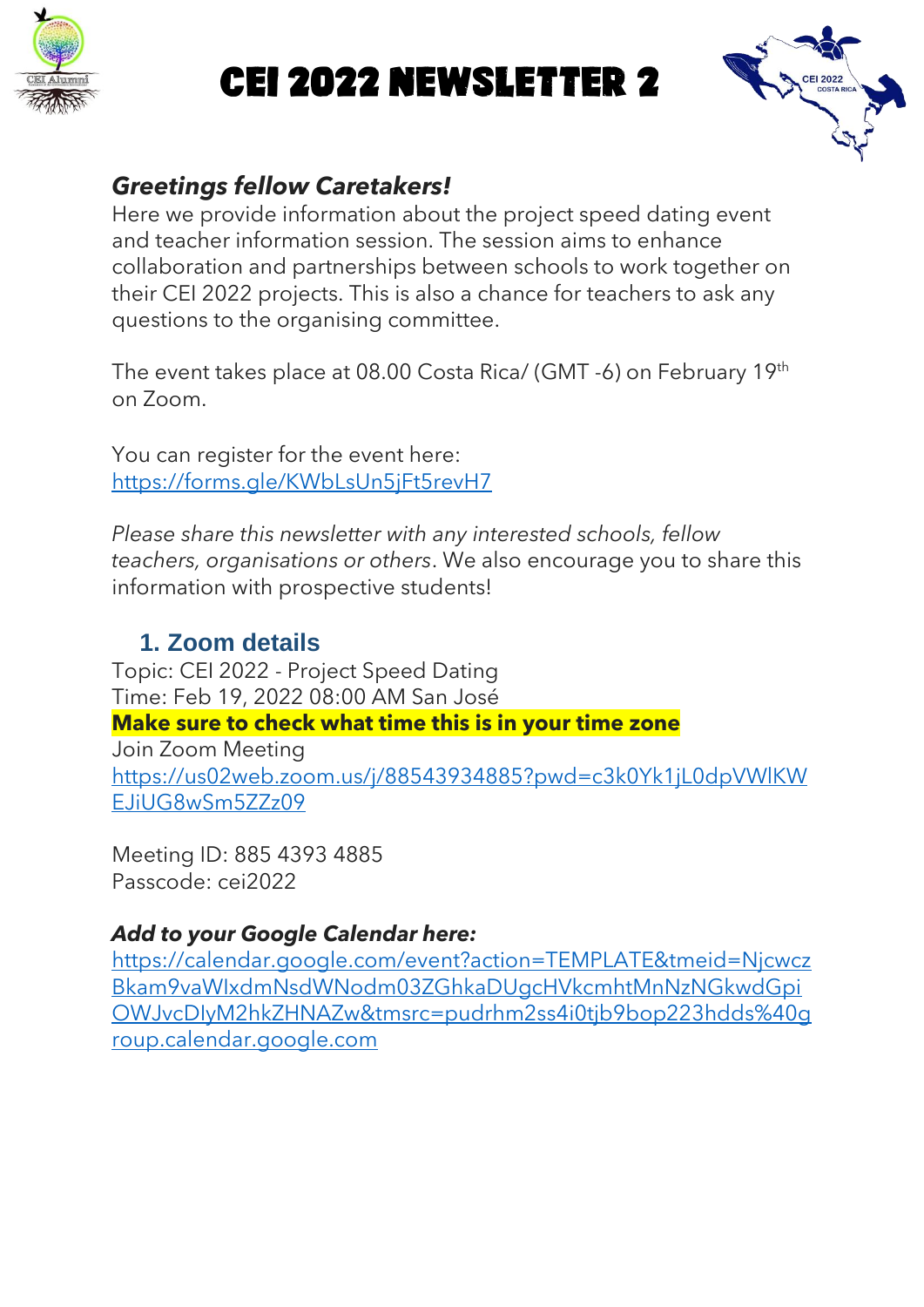# CEI 2022 NEWSLETTER 2

***Greetings fellow Caretakers!***

Here we provide information about the project speed dating event and teacher information session. The session aims to enhance collaboration and partnerships between schools to work together on their CEI 2022 projects. This is also a chance for teachers to ask any questions to the organising committee.

The event takes place at 08.00 Costa Rica/ (GMT -6) on February 19th on Zoom.

You can register for the event here: https://forms.gle/KWbLsUn5jFt5revH7

*Please share this newsletter with any interested schools, fellow teachers, organisations or others*. We also encourage you to share this information with prospective students!

## 1. Zoom details

Topic: CEI 2022 - Project Speed Dating
Time: Feb 19, 2022 08:00 AM San José
**Make sure to check what time this is in your time zone**
Join Zoom Meeting
https://us02web.zoom.us/j/88543934885?pwd=c3k0Yk1jL0dpVWlKWEJiUG8wSm5ZZz09

Meeting ID: 885 4393 4885
Passcode: cei2022

***Add to your Google Calendar here:***
https://calendar.google.com/event?action=TEMPLATE&tmeid=NjcwczBkam9vaWlxdmNsdWNodm03ZGhkaDUgcHVkcmhtMnNzNGkwdGpiOWJvcDIyM2hkZHNAZw&tmsrc=pudrhm2ss4i0tjb9bop223hdds%40group.calendar.google.com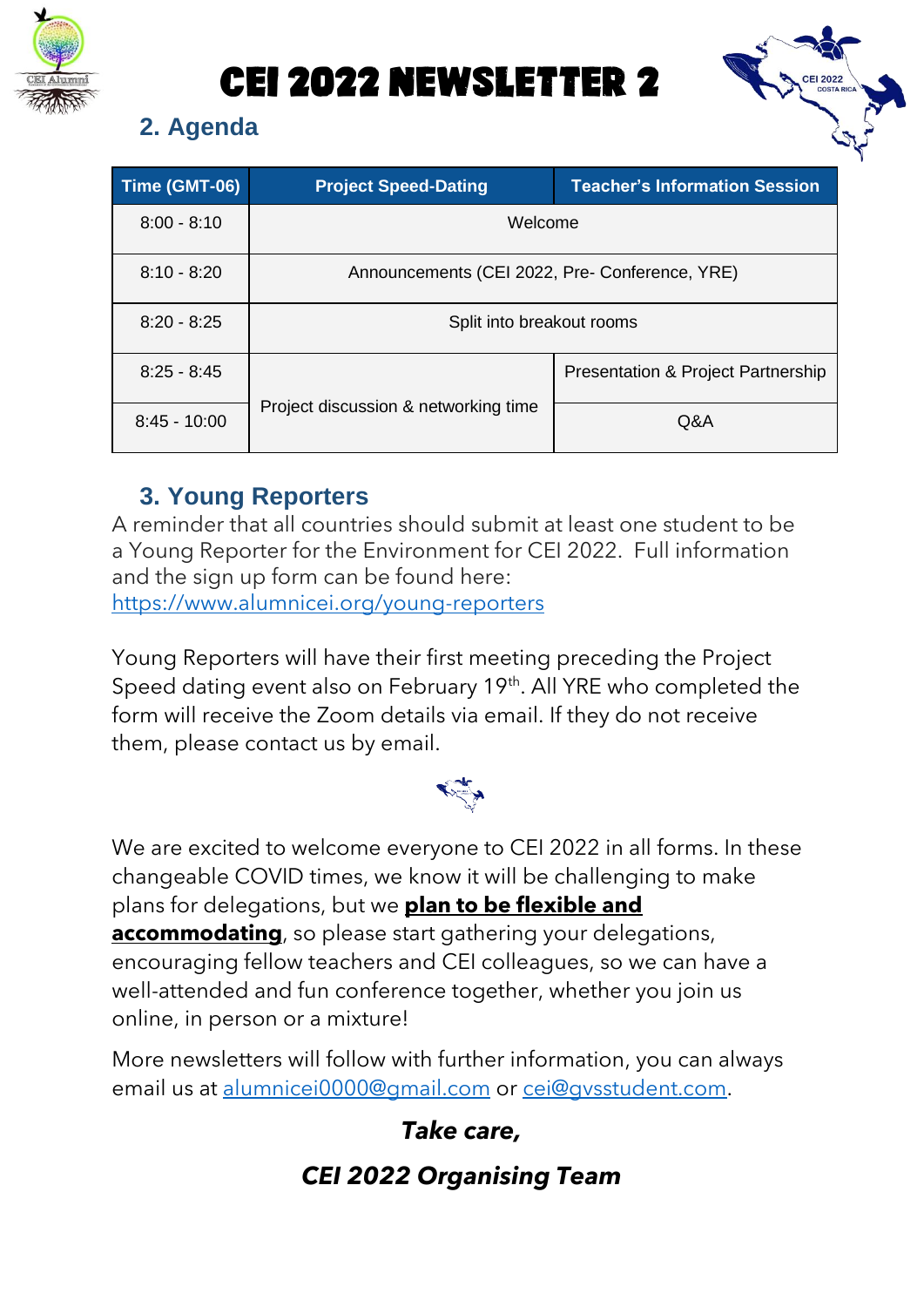# CEI 2022 NEWSLETTER 2

## 2. Agenda

| Time (GMT-06) | Project Speed-Dating | Teacher's Information Session |
|---|---|---|
| 8:00 - 8:10 | Welcome | |
| 8:10 - 8:20 | Announcements (CEI 2022, Pre- Conference, YRE) | |
| 8:20 - 8:25 | Split into breakout rooms | |
| 8:25 - 8:45 | Project discussion & networking time | Presentation & Project Partnership |
| 8:45 - 10:00 | | Q&A |

## 3. Young Reporters

A reminder that all countries should submit at least one student to be a Young Reporter for the Environment for CEI 2022. Full information and the sign up form can be found here: https://www.alumnicei.org/young-reporters

Young Reporters will have their first meeting preceding the Project Speed dating event also on February 19th. All YRE who completed the form will receive the Zoom details via email. If they do not receive them, please contact us by email.

We are excited to welcome everyone to CEI 2022 in all forms. In these changeable COVID times, we know it will be challenging to make plans for delegations, but we **plan to be flexible and accommodating**, so please start gathering your delegations, encouraging fellow teachers and CEI colleagues, so we can have a well-attended and fun conference together, whether you join us online, in person or a mixture!

More newsletters will follow with further information, you can always email us at alumnicei0000@gmail.com or cei@gvsstudent.com.

***Take care,***

***CEI 2022 Organising Team***